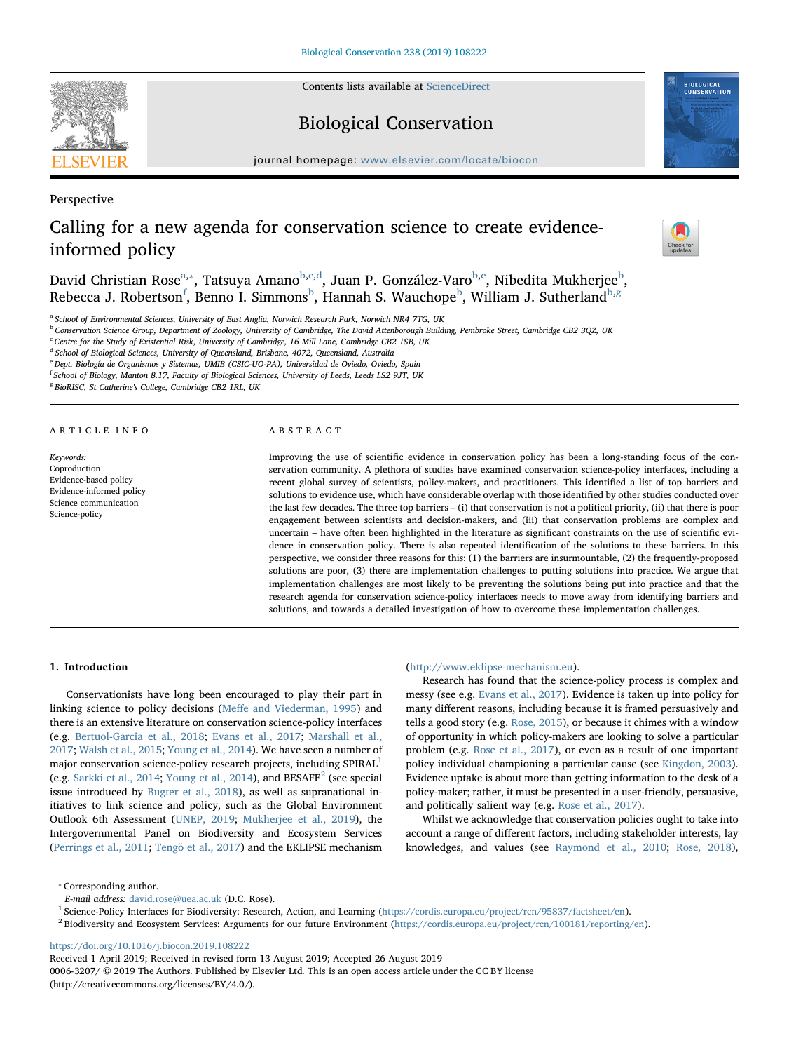Perspective

# Calling for a new agenda for conservation science to create evidence-informed policy

David Christian Rose[a,*], Tatsuya Amano[b,c,d], Juan P. González-Varo[b,e], Nibedita Mukherjee[b], Rebecca J. Robertson[f], Benno I. Simmons[b], Hannah S. Wauchope[b], William J. Sutherland[b,g]

[a] School of Environmental Sciences, University of East Anglia, Norwich Research Park, Norwich NR4 7TG, UK
[b] Conservation Science Group, Department of Zoology, University of Cambridge, The David Attenborough Building, Pembroke Street, Cambridge CB2 3QZ, UK
[c] Centre for the Study of Existential Risk, University of Cambridge, 16 Mill Lane, Cambridge CB2 1SB, UK
[d] School of Biological Sciences, University of Queensland, Brisbane, 4072, Queensland, Australia
[e] Dept. Biología de Organismos y Sistemas, UMIB (CSIC-UO-PA), Universidad de Oviedo, Oviedo, Spain
[f] School of Biology, Manton 8.17, Faculty of Biological Sciences, University of Leeds, Leeds LS2 9JT, UK
[g] BioRISC, St Catherine's College, Cambridge CB2 1RL, UK

## ARTICLE INFO

*Keywords:*
Coproduction
Evidence-based policy
Evidence-informed policy
Science communication
Science-policy

## ABSTRACT

Improving the use of scientific evidence in conservation policy has been a long-standing focus of the conservation community. A plethora of studies have examined conservation science-policy interfaces, including a recent global survey of scientists, policy-makers, and practitioners. This identified a list of top barriers and solutions to evidence use, which have considerable overlap with those identified by other studies conducted over the last few decades. The three top barriers – (i) that conservation is not a political priority, (ii) that there is poor engagement between scientists and decision-makers, and (iii) that conservation problems are complex and uncertain – have often been highlighted in the literature as significant constraints on the use of scientific evidence in conservation policy. There is also repeated identification of the solutions to these barriers. In this perspective, we consider three reasons for this: (1) the barriers are insurmountable, (2) the frequently-proposed solutions are poor, (3) there are implementation challenges to putting solutions into practice. We argue that implementation challenges are most likely to be preventing the solutions being put into practice and that the research agenda for conservation science-policy interfaces needs to move away from identifying barriers and solutions, and towards a detailed investigation of how to overcome these implementation challenges.

## 1. Introduction

Conservationists have long been encouraged to play their part in linking science to policy decisions (Meffe and Viederman, 1995) and there is an extensive literature on conservation science-policy interfaces (e.g. Bertuol-Garcia et al., 2018; Evans et al., 2017; Marshall et al., 2017; Walsh et al., 2015; Young et al., 2014). We have seen a number of major conservation science-policy research projects, including SPIRAL[1] (e.g. Sarkki et al., 2014; Young et al., 2014), and BESAFE[2] (see special issue introduced by Bugter et al., 2018), as well as supranational initiatives to link science and policy, such as the Global Environment Outlook 6th Assessment (UNEP, 2019; Mukherjee et al., 2019), the Intergovernmental Panel on Biodiversity and Ecosystem Services (Perrings et al., 2011; Tengö et al., 2017) and the EKLIPSE mechanism (http://www.eklipse-mechanism.eu).

Research has found that the science-policy process is complex and messy (see e.g. Evans et al., 2017). Evidence is taken up into policy for many different reasons, including because it is framed persuasively and tells a good story (e.g. Rose, 2015), or because it chimes with a window of opportunity in which policy-makers are looking to solve a particular problem (e.g. Rose et al., 2017), or even as a result of one important policy individual championing a particular cause (see Kingdon, 2003). Evidence uptake is about more than getting information to the desk of a policy-maker; rather, it must be presented in a user-friendly, persuasive, and politically salient way (e.g. Rose et al., 2017).

Whilst we acknowledge that conservation policies ought to take into account a range of different factors, including stakeholder interests, lay knowledges, and values (see Raymond et al., 2010; Rose, 2018),

* Corresponding author.
*E-mail address:* david.rose@uea.ac.uk (D.C. Rose).
[1] Science-Policy Interfaces for Biodiversity: Research, Action, and Learning (https://cordis.europa.eu/project/rcn/95837/factsheet/en).
[2] Biodiversity and Ecosystem Services: Arguments for our future Environment (https://cordis.europa.eu/project/rcn/100181/reporting/en).

https://doi.org/10.1016/j.biocon.2019.108222
Received 1 April 2019; Received in revised form 13 August 2019; Accepted 26 August 2019
0006-3207/ © 2019 The Authors. Published by Elsevier Ltd. This is an open access article under the CC BY license (http://creativecommons.org/licenses/BY/4.0/).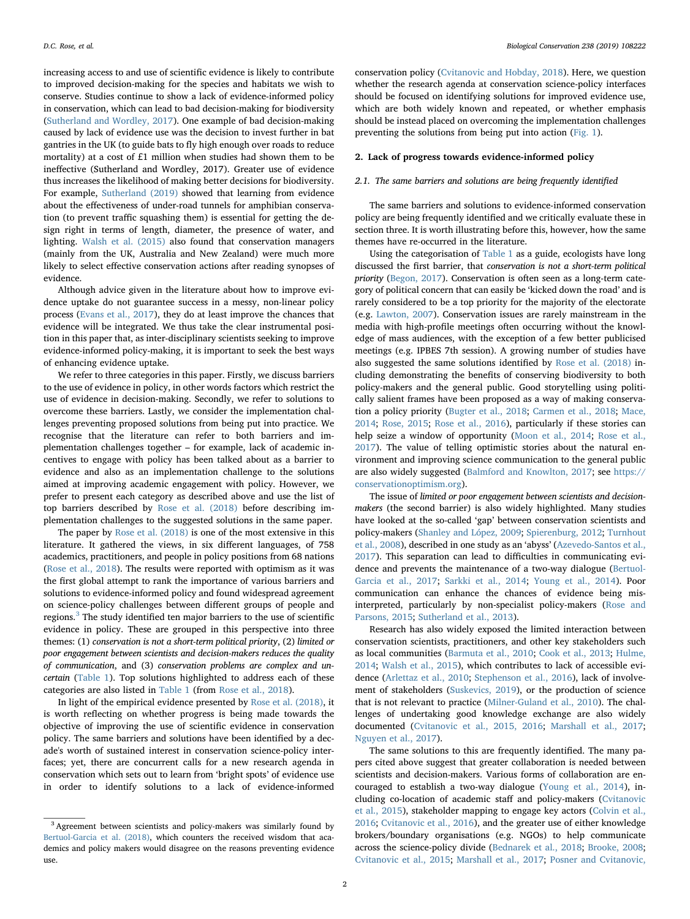increasing access to and use of scientific evidence is likely to contribute to improved decision-making for the species and habitats we wish to conserve. Studies continue to show a lack of evidence-informed policy in conservation, which can lead to bad decision-making for biodiversity (Sutherland and Wordley, 2017). One example of bad decision-making caused by lack of evidence use was the decision to invest further in bat gantries in the UK (to guide bats to fly high enough over roads to reduce mortality) at a cost of £1 million when studies had shown them to be ineffective (Sutherland and Wordley, 2017). Greater use of evidence thus increases the likelihood of making better decisions for biodiversity. For example, Sutherland (2019) showed that learning from evidence about the effectiveness of under-road tunnels for amphibian conservation (to prevent traffic squashing them) is essential for getting the design right in terms of length, diameter, the presence of water, and lighting. Walsh et al. (2015) also found that conservation managers (mainly from the UK, Australia and New Zealand) were much more likely to select effective conservation actions after reading synopses of evidence.

Although advice given in the literature about how to improve evidence uptake do not guarantee success in a messy, non-linear policy process (Evans et al., 2017), they do at least improve the chances that evidence will be integrated. We thus take the clear instrumental position in this paper that, as inter-disciplinary scientists seeking to improve evidence-informed policy-making, it is important to seek the best ways of enhancing evidence uptake.

We refer to three categories in this paper. Firstly, we discuss barriers to the use of evidence in policy, in other words factors which restrict the use of evidence in decision-making. Secondly, we refer to solutions to overcome these barriers. Lastly, we consider the implementation challenges preventing proposed solutions from being put into practice. We recognise that the literature can refer to both barriers and implementation challenges together – for example, lack of academic incentives to engage with policy has been talked about as a barrier to evidence and also as an implementation challenge to the solutions aimed at improving academic engagement with policy. However, we prefer to present each category as described above and use the list of top barriers described by Rose et al. (2018) before describing implementation challenges to the suggested solutions in the same paper.

The paper by Rose et al. (2018) is one of the most extensive in this literature. It gathered the views, in six different languages, of 758 academics, practitioners, and people in policy positions from 68 nations (Rose et al., 2018). The results were reported with optimism as it was the first global attempt to rank the importance of various barriers and solutions to evidence-informed policy and found widespread agreement on science-policy challenges between different groups of people and regions.[3] The study identified ten major barriers to the use of scientific evidence in policy. These are grouped in this perspective into three themes: (1) *conservation is not a short-term political priority*, (2) *limited or poor engagement between scientists and decision-makers reduces the quality of communication*, and (3) *conservation problems are complex and uncertain* (Table 1). Top solutions highlighted to address each of these categories are also listed in Table 1 (from Rose et al., 2018).

In light of the empirical evidence presented by Rose et al. (2018), it is worth reflecting on whether progress is being made towards the objective of improving the use of scientific evidence in conservation policy. The same barriers and solutions have been identified by a decade's worth of sustained interest in conservation science-policy interfaces; yet, there are concurrent calls for a new research agenda in conservation which sets out to learn from 'bright spots' of evidence use in order to identify solutions to a lack of evidence-informed conservation policy (Cvitanovic and Hobday, 2018). Here, we question whether the research agenda at conservation science-policy interfaces should be focused on identifying solutions for improved evidence use, which are both widely known and repeated, or whether emphasis should be instead placed on overcoming the implementation challenges preventing the solutions from being put into action (Fig. 1).

## 2. Lack of progress towards evidence-informed policy

### 2.1. The same barriers and solutions are being frequently identified

The same barriers and solutions to evidence-informed conservation policy are being frequently identified and we critically evaluate these in section three. It is worth illustrating before this, however, how the same themes have re-occurred in the literature.

Using the categorisation of Table 1 as a guide, ecologists have long discussed the first barrier, that *conservation is not a short-term political priority* (Begon, 2017). Conservation is often seen as a long-term category of political concern that can easily be 'kicked down the road' and is rarely considered to be a top priority for the majority of the electorate (e.g. Lawton, 2007). Conservation issues are rarely mainstream in the media with high-profile meetings often occurring without the knowledge of mass audiences, with the exception of a few better publicised meetings (e.g. IPBES 7th session). A growing number of studies have also suggested the same solutions identified by Rose et al. (2018) including demonstrating the benefits of conserving biodiversity to both policy-makers and the general public. Good storytelling using politically salient frames have been proposed as a way of making conservation a policy priority (Bugter et al., 2018; Carmen et al., 2018; Mace, 2014; Rose, 2015; Rose et al., 2016), particularly if these stories can help seize a window of opportunity (Moon et al., 2014; Rose et al., 2017). The value of telling optimistic stories about the natural environment and improving science communication to the general public are also widely suggested (Balmford and Knowlton, 2017; see https://conservationoptimism.org).

The issue of *limited or poor engagement between scientists and decision-makers* (the second barrier) is also widely highlighted. Many studies have looked at the so-called 'gap' between conservation scientists and policy-makers (Shanley and López, 2009; Spierenburg, 2012; Turnhout et al., 2008), described in one study as an 'abyss' (Azevedo-Santos et al., 2017). This separation can lead to difficulties in communicating evidence and prevents the maintenance of a two-way dialogue (Bertuol-Garcia et al., 2017; Sarkki et al., 2014; Young et al., 2014). Poor communication can enhance the chances of evidence being misinterpreted, particularly by non-specialist policy-makers (Rose and Parsons, 2015; Sutherland et al., 2013).

Research has also widely exposed the limited interaction between conservation scientists, practitioners, and other key stakeholders such as local communities (Barmuta et al., 2010; Cook et al., 2013; Hulme, 2014; Walsh et al., 2015), which contributes to lack of accessible evidence (Arlettaz et al., 2010; Stephenson et al., 2016), lack of involvement of stakeholders (Suskevics, 2019), or the production of science that is not relevant to practice (Milner-Guland et al., 2010). The challenges of undertaking good knowledge exchange are also widely documented (Cvitanovic et al., 2015, 2016; Marshall et al., 2017; Nguyen et al., 2017).

The same solutions to this are frequently identified. The many papers cited above suggest that greater collaboration is needed between scientists and decision-makers. Various forms of collaboration are encouraged to establish a two-way dialogue (Young et al., 2014), including co-location of academic staff and policy-makers (Cvitanovic et al., 2015), stakeholder mapping to engage key actors (Colvin et al., 2016; Cvitanovic et al., 2016), and the greater use of either knowledge brokers/boundary organisations (e.g. NGOs) to help communicate across the science-policy divide (Bednarek et al., 2018; Brooke, 2008; Cvitanovic et al., 2015; Marshall et al., 2017; Posner and Cvitanovic,

[3] Agreement between scientists and policy-makers was similarly found by Bertuol-Garcia et al. (2018), which counters the received wisdom that academics and policy makers would disagree on the reasons preventing evidence use.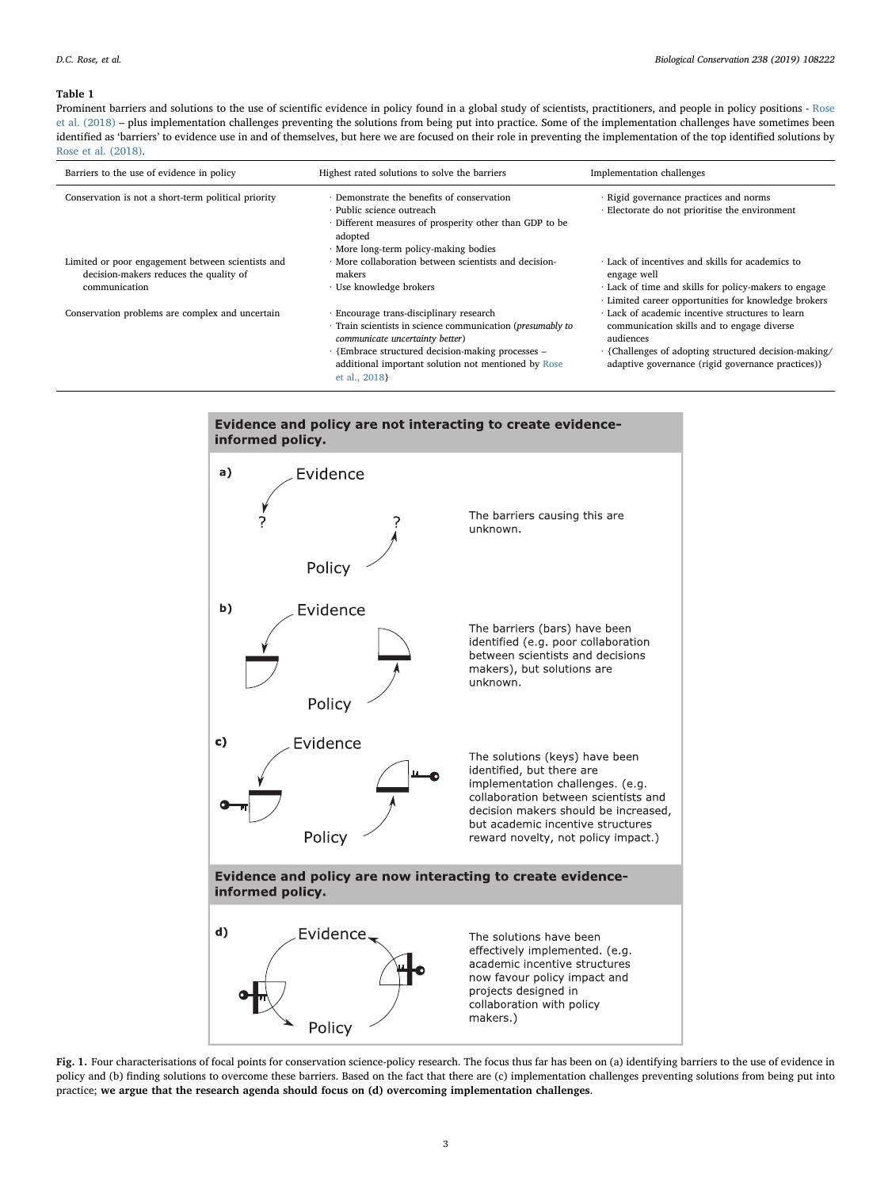**Table 1**

Prominent barriers and solutions to the use of scientific evidence in policy found in a global study of scientists, practitioners, and people in policy positions - Rose et al. (2018) – plus implementation challenges preventing the solutions from being put into practice. Some of the implementation challenges have sometimes been identified as 'barriers' to evidence use in and of themselves, but here we are focused on their role in preventing the implementation of the top identified solutions by Rose et al. (2018).

| Barriers to the use of evidence in policy | Highest rated solutions to solve the barriers | Implementation challenges |
|---|---|---|
| Conservation is not a short-term political priority | · Demonstrate the benefits of conservation<br>· Public science outreach<br>· Different measures of prosperity other than GDP to be adopted<br>· More long-term policy-making bodies | · Rigid governance practices and norms<br>· Electorate do not prioritise the environment |
| Limited or poor engagement between scientists and decision-makers reduces the quality of communication | · More collaboration between scientists and decision-makers<br>· Use knowledge brokers | · Lack of incentives and skills for academics to engage well<br>· Lack of time and skills for policy-makers to engage<br>· Limited career opportunities for knowledge brokers |
| Conservation problems are complex and uncertain | · Encourage trans-disciplinary research<br>· Train scientists in science communication (*presumably to communicate uncertainty better*)<br>· {Embrace structured decision-making processes – additional important solution not mentioned by Rose et al., 2018} | · Lack of academic incentive structures to learn communication skills and to engage diverse audiences<br>· {Challenges of adopting structured decision-making/adaptive governance (rigid governance practices)} |

**Evidence and policy are not interacting to create evidence-informed policy.**

a) Evidence / Policy — The barriers causing this are unknown.

b) Evidence / Policy — The barriers (bars) have been identified (e.g. poor collaboration between scientists and decisions makers), but solutions are unknown.

c) Evidence / Policy — The solutions (keys) have been identified, but there are implementation challenges. (e.g. collaboration between scientists and decision makers should be increased, but academic incentive structures reward novelty, not policy impact.)

**Evidence and policy are now interacting to create evidence-informed policy.**

d) Evidence / Policy — The solutions have been effectively implemented. (e.g. academic incentive structures now favour policy impact and projects designed in collaboration with policy makers.)

**Fig. 1.** Four characterisations of focal points for conservation science-policy research. The focus thus far has been on (a) identifying barriers to the use of evidence in policy and (b) finding solutions to overcome these barriers. Based on the fact that there are (c) implementation challenges preventing solutions from being put into practice; **we argue that the research agenda should focus on (d) overcoming implementation challenges**.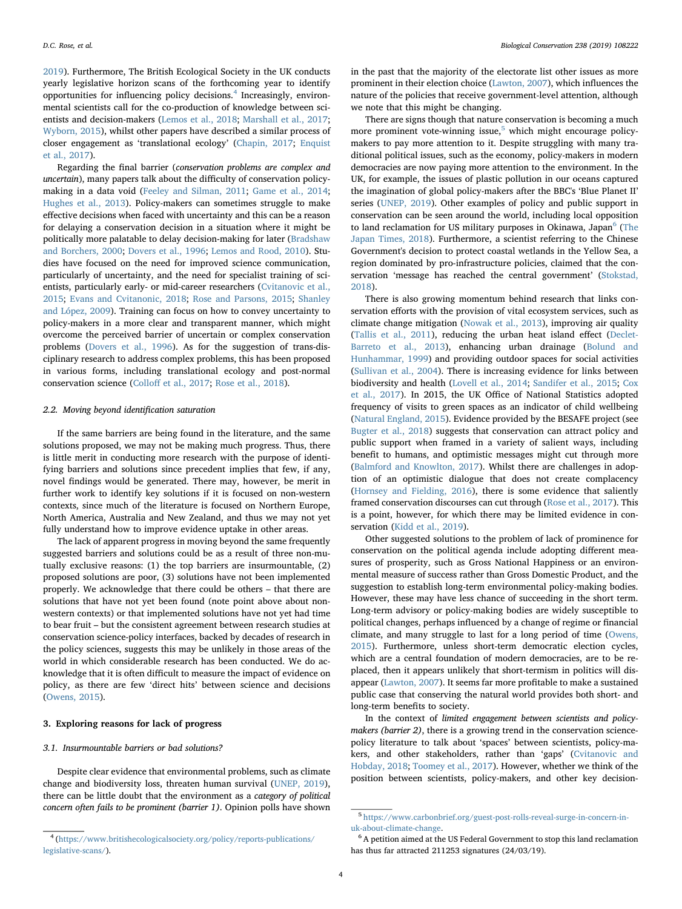2019). Furthermore, The British Ecological Society in the UK conducts yearly legislative horizon scans of the forthcoming year to identify opportunities for influencing policy decisions.[4] Increasingly, environmental scientists call for the co-production of knowledge between scientists and decision-makers (Lemos et al., 2018; Marshall et al., 2017; Wyborn, 2015), whilst other papers have described a similar process of closer engagement as 'translational ecology' (Chapin, 2017; Enquist et al., 2017).

Regarding the final barrier (*conservation problems are complex and uncertain*), many papers talk about the difficulty of conservation policy-making in a data void (Feeley and Silman, 2011; Game et al., 2014; Hughes et al., 2013). Policy-makers can sometimes struggle to make effective decisions when faced with uncertainty and this can be a reason for delaying a conservation decision in a situation where it might be politically more palatable to delay decision-making for later (Bradshaw and Borchers, 2000; Dovers et al., 1996; Lemos and Rood, 2010). Studies have focused on the need for improved science communication, particularly of uncertainty, and the need for specialist training of scientists, particularly early- or mid-career researchers (Cvitanovic et al., 2015; Evans and Cvitanonic, 2018; Rose and Parsons, 2015; Shanley and López, 2009). Training can focus on how to convey uncertainty to policy-makers in a more clear and transparent manner, which might overcome the perceived barrier of uncertain or complex conservation problems (Dovers et al., 1996). As for the suggestion of trans-disciplinary research to address complex problems, this has been proposed in various forms, including translational ecology and post-normal conservation science (Colloff et al., 2017; Rose et al., 2018).

### 2.2. Moving beyond identification saturation

If the same barriers are being found in the literature, and the same solutions proposed, we may not be making much progress. Thus, there is little merit in conducting more research with the purpose of identifying barriers and solutions since precedent implies that few, if any, novel findings would be generated. There may, however, be merit in further work to identify key solutions if it is focused on non-western contexts, since much of the literature is focused on Northern Europe, North America, Australia and New Zealand, and thus we may not yet fully understand how to improve evidence uptake in other areas.

The lack of apparent progress in moving beyond the same frequently suggested barriers and solutions could be as a result of three non-mutually exclusive reasons: (1) the top barriers are insurmountable, (2) proposed solutions are poor, (3) solutions have not been implemented properly. We acknowledge that there could be others – that there are solutions that have not yet been found (note point above about non-western contexts) or that implemented solutions have not yet had time to bear fruit – but the consistent agreement between research studies at conservation science-policy interfaces, backed by decades of research in the policy sciences, suggests this may be unlikely in those areas of the world in which considerable research has been conducted. We do acknowledge that it is often difficult to measure the impact of evidence on policy, as there are few 'direct hits' between science and decisions (Owens, 2015).

## 3. Exploring reasons for lack of progress

### 3.1. Insurmountable barriers or bad solutions?

Despite clear evidence that environmental problems, such as climate change and biodiversity loss, threaten human survival (UNEP, 2019), there can be little doubt that the environment as a *category of political concern often fails to be prominent (barrier 1)*. Opinion polls have shown in the past that the majority of the electorate list other issues as more prominent in their election choice (Lawton, 2007), which influences the nature of the policies that receive government-level attention, although we note that this might be changing.

There are signs though that nature conservation is becoming a much more prominent vote-winning issue,[5] which might encourage policy-makers to pay more attention to it. Despite struggling with many traditional political issues, such as the economy, policy-makers in modern democracies are now paying more attention to the environment. In the UK, for example, the issues of plastic pollution in our oceans captured the imagination of global policy-makers after the BBC's 'Blue Planet II' series (UNEP, 2019). Other examples of policy and public support in conservation can be seen around the world, including local opposition to land reclamation for US military purposes in Okinawa, Japan[6] (The Japan Times, 2018). Furthermore, a scientist referring to the Chinese Government's decision to protect coastal wetlands in the Yellow Sea, a region dominated by pro-infrastructure policies, claimed that the conservation 'message has reached the central government' (Stokstad, 2018).

There is also growing momentum behind research that links conservation efforts with the provision of vital ecosystem services, such as climate change mitigation (Nowak et al., 2013), improving air quality (Tallis et al., 2011), reducing the urban heat island effect (Declet-Barreto et al., 2013), enhancing urban drainage (Bolund and Hunhammar, 1999) and providing outdoor spaces for social activities (Sullivan et al., 2004). There is increasing evidence for links between biodiversity and health (Lovell et al., 2014; Sandifer et al., 2015; Cox et al., 2017). In 2015, the UK Office of National Statistics adopted frequency of visits to green spaces as an indicator of child wellbeing (Natural England, 2015). Evidence provided by the BESAFE project (see Bugter et al., 2018) suggests that conservation can attract policy and public support when framed in a variety of salient ways, including benefit to humans, and optimistic messages might cut through more (Balmford and Knowlton, 2017). Whilst there are challenges in adoption of an optimistic dialogue that does not create complacency (Hornsey and Fielding, 2016), there is some evidence that saliently framed conservation discourses can cut through (Rose et al., 2017). This is a point, however, for which there may be limited evidence in conservation (Kidd et al., 2019).

Other suggested solutions to the problem of lack of prominence for conservation on the political agenda include adopting different measures of prosperity, such as Gross National Happiness or an environmental measure of success rather than Gross Domestic Product, and the suggestion to establish long-term environmental policy-making bodies. However, these may have less chance of succeeding in the short term. Long-term advisory or policy-making bodies are widely susceptible to political changes, perhaps influenced by a change of regime or financial climate, and many struggle to last for a long period of time (Owens, 2015). Furthermore, unless short-term democratic election cycles, which are a central foundation of modern democracies, are to be replaced, then it appears unlikely that short-termism in politics will disappear (Lawton, 2007). It seems far more profitable to make a sustained public case that conserving the natural world provides both short- and long-term benefits to society.

In the context of *limited engagement between scientists and policy-makers (barrier 2)*, there is a growing trend in the conservation science-policy literature to talk about 'spaces' between scientists, policy-makers, and other stakeholders, rather than 'gaps' (Cvitanovic and Hobday, 2018; Toomey et al., 2017). However, whether we think of the position between scientists, policy-makers, and other key decision-

---

[4] (https://www.britishecologicalsociety.org/policy/reports-publications/legislative-scans/).

[5] https://www.carbonbrief.org/guest-post-rolls-reveal-surge-in-concern-in-uk-about-climate-change.

[6] A petition aimed at the US Federal Government to stop this land reclamation has thus far attracted 211253 signatures (24/03/19).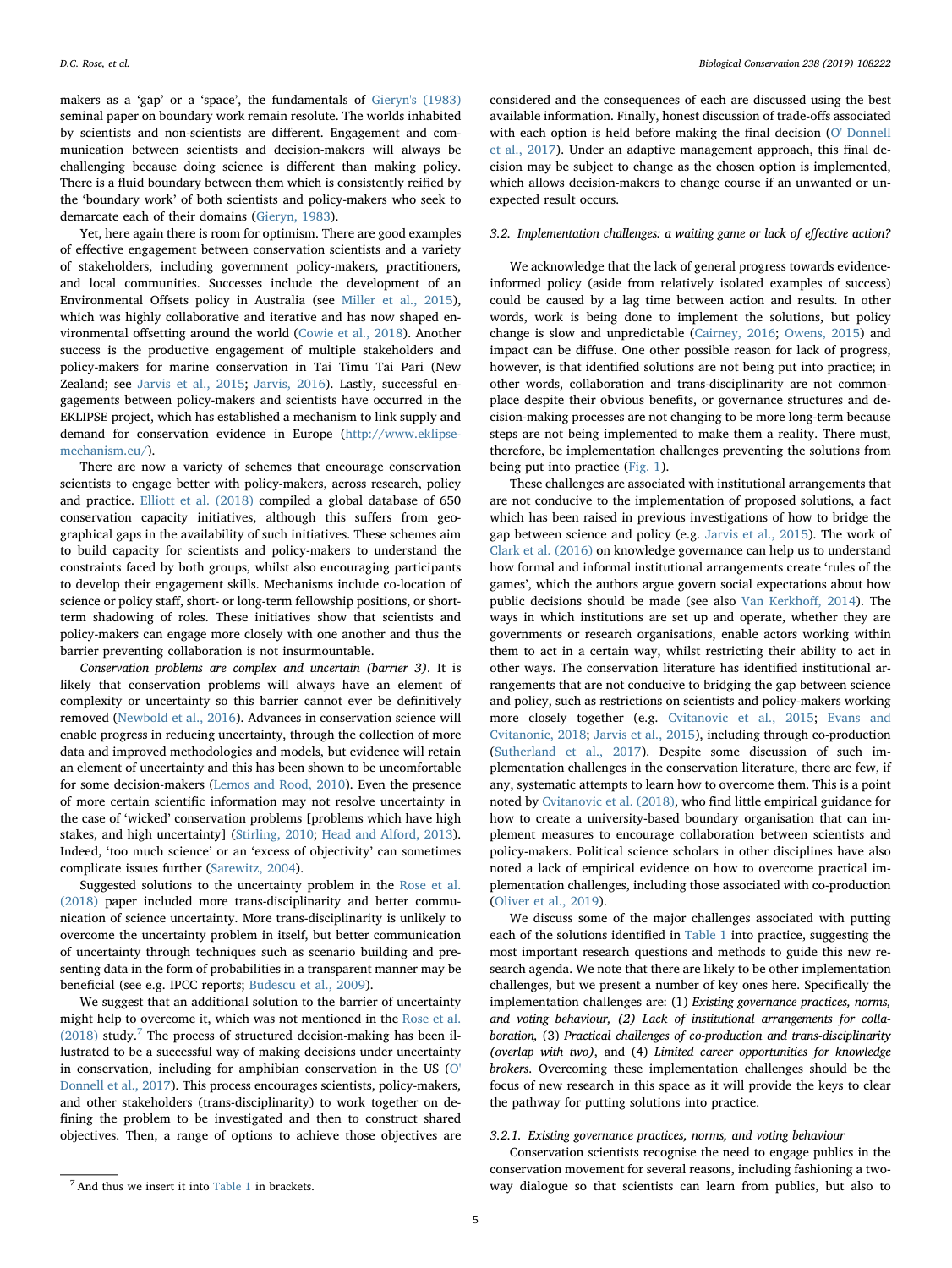makers as a 'gap' or a 'space', the fundamentals of Gieryn's (1983) seminal paper on boundary work remain resolute. The worlds inhabited by scientists and non-scientists are different. Engagement and communication between scientists and decision-makers will always be challenging because doing science is different than making policy. There is a fluid boundary between them which is consistently reified by the 'boundary work' of both scientists and policy-makers who seek to demarcate each of their domains (Gieryn, 1983).

Yet, here again there is room for optimism. There are good examples of effective engagement between conservation scientists and a variety of stakeholders, including government policy-makers, practitioners, and local communities. Successes include the development of an Environmental Offsets policy in Australia (see Miller et al., 2015), which was highly collaborative and iterative and has now shaped environmental offsetting around the world (Cowie et al., 2018). Another success is the productive engagement of multiple stakeholders and policy-makers for marine conservation in Tai Timu Tai Pari (New Zealand; see Jarvis et al., 2015; Jarvis, 2016). Lastly, successful engagements between policy-makers and scientists have occurred in the EKLIPSE project, which has established a mechanism to link supply and demand for conservation evidence in Europe (http://www.eklipse-mechanism.eu/).

There are now a variety of schemes that encourage conservation scientists to engage better with policy-makers, across research, policy and practice. Elliott et al. (2018) compiled a global database of 650 conservation capacity initiatives, although this suffers from geographical gaps in the availability of such initiatives. These schemes aim to build capacity for scientists and policy-makers to understand the constraints faced by both groups, whilst also encouraging participants to develop their engagement skills. Mechanisms include co-location of science or policy staff, short- or long-term fellowship positions, or short-term shadowing of roles. These initiatives show that scientists and policy-makers can engage more closely with one another and thus the barrier preventing collaboration is not insurmountable.

*Conservation problems are complex and uncertain (barrier 3)*. It is likely that conservation problems will always have an element of complexity or uncertainty so this barrier cannot ever be definitively removed (Newbold et al., 2016). Advances in conservation science will enable progress in reducing uncertainty, through the collection of more data and improved methodologies and models, but evidence will retain an element of uncertainty and this has been shown to be uncomfortable for some decision-makers (Lemos and Rood, 2010). Even the presence of more certain scientific information may not resolve uncertainty in the case of 'wicked' conservation problems [problems which have high stakes, and high uncertainty] (Stirling, 2010; Head and Alford, 2013). Indeed, 'too much science' or an 'excess of objectivity' can sometimes complicate issues further (Sarewitz, 2004).

Suggested solutions to the uncertainty problem in the Rose et al. (2018) paper included more trans-disciplinarity and better communication of science uncertainty. More trans-disciplinarity is unlikely to overcome the uncertainty problem in itself, but better communication of uncertainty through techniques such as scenario building and presenting data in the form of probabilities in a transparent manner may be beneficial (see e.g. IPCC reports; Budescu et al., 2009).

We suggest that an additional solution to the barrier of uncertainty might help to overcome it, which was not mentioned in the Rose et al. (2018) study.[7] The process of structured decision-making has been illustrated to be a successful way of making decisions under uncertainty in conservation, including for amphibian conservation in the US (O' Donnell et al., 2017). This process encourages scientists, policy-makers, and other stakeholders (trans-disciplinarity) to work together on defining the problem to be investigated and then to construct shared objectives. Then, a range of options to achieve those objectives are considered and the consequences of each are discussed using the best available information. Finally, honest discussion of trade-offs associated with each option is held before making the final decision (O' Donnell et al., 2017). Under an adaptive management approach, this final decision may be subject to change as the chosen option is implemented, which allows decision-makers to change course if an unwanted or unexpected result occurs.

### 3.2. Implementation challenges: a waiting game or lack of effective action?

We acknowledge that the lack of general progress towards evidence-informed policy (aside from relatively isolated examples of success) could be caused by a lag time between action and results. In other words, work is being done to implement the solutions, but policy change is slow and unpredictable (Cairney, 2016; Owens, 2015) and impact can be diffuse. One other possible reason for lack of progress, however, is that identified solutions are not being put into practice; in other words, collaboration and trans-disciplinarity are not commonplace despite their obvious benefits, or governance structures and decision-making processes are not changing to be more long-term because steps are not being implemented to make them a reality. There must, therefore, be implementation challenges preventing the solutions from being put into practice (Fig. 1).

These challenges are associated with institutional arrangements that are not conducive to the implementation of proposed solutions, a fact which has been raised in previous investigations of how to bridge the gap between science and policy (e.g. Jarvis et al., 2015). The work of Clark et al. (2016) on knowledge governance can help us to understand how formal and informal institutional arrangements create 'rules of the games', which the authors argue govern social expectations about how public decisions should be made (see also Van Kerkhoff, 2014). The ways in which institutions are set up and operate, whether they are governments or research organisations, enable actors working within them to act in a certain way, whilst restricting their ability to act in other ways. The conservation literature has identified institutional arrangements that are not conducive to bridging the gap between science and policy, such as restrictions on scientists and policy-makers working more closely together (e.g. Cvitanovic et al., 2015; Evans and Cvitanonic, 2018; Jarvis et al., 2015), including through co-production (Sutherland et al., 2017). Despite some discussion of such implementation challenges in the conservation literature, there are few, if any, systematic attempts to learn how to overcome them. This is a point noted by Cvitanovic et al. (2018), who find little empirical guidance for how to create a university-based boundary organisation that can implement measures to encourage collaboration between scientists and policy-makers. Political science scholars in other disciplines have also noted a lack of empirical evidence on how to overcome practical implementation challenges, including those associated with co-production (Oliver et al., 2019).

We discuss some of the major challenges associated with putting each of the solutions identified in Table 1 into practice, suggesting the most important research questions and methods to guide this new research agenda. We note that there are likely to be other implementation challenges, but we present a number of key ones here. Specifically the implementation challenges are: (1) *Existing governance practices, norms, and voting behaviour, (2) Lack of institutional arrangements for collaboration,* (3) *Practical challenges of co-production and trans-disciplinarity (overlap with two)*, and (4) *Limited career opportunities for knowledge brokers*. Overcoming these implementation challenges should be the focus of new research in this space as it will provide the keys to clear the pathway for putting solutions into practice.

#### 3.2.1. Existing governance practices, norms, and voting behaviour

Conservation scientists recognise the need to engage publics in the conservation movement for several reasons, including fashioning a two-way dialogue so that scientists can learn from publics, but also to

[7] And thus we insert it into Table 1 in brackets.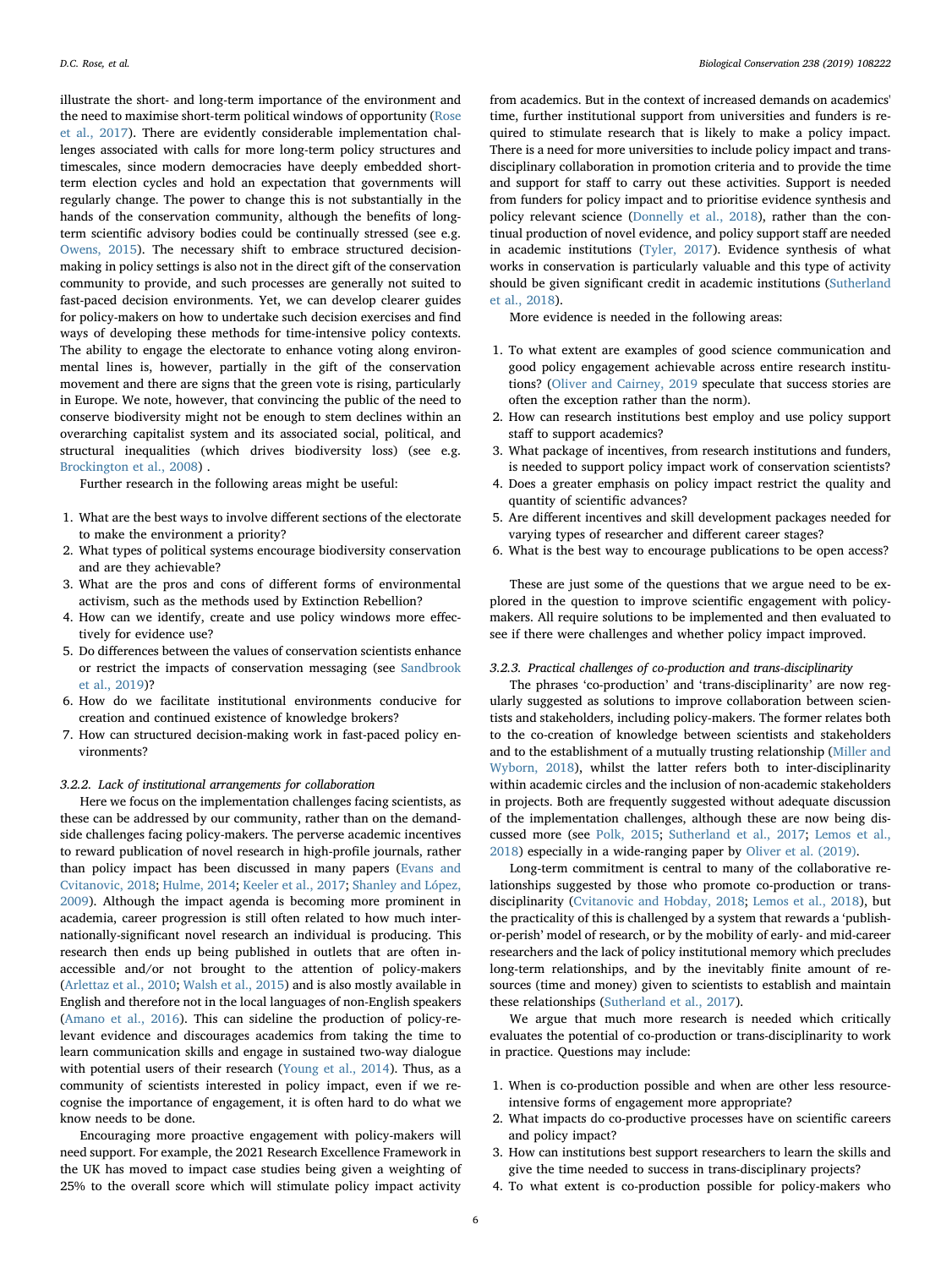illustrate the short- and long-term importance of the environment and the need to maximise short-term political windows of opportunity (Rose et al., 2017). There are evidently considerable implementation challenges associated with calls for more long-term policy structures and timescales, since modern democracies have deeply embedded short-term election cycles and hold an expectation that governments will regularly change. The power to change this is not substantially in the hands of the conservation community, although the benefits of long-term scientific advisory bodies could be continually stressed (see e.g. Owens, 2015). The necessary shift to embrace structured decision-making in policy settings is also not in the direct gift of the conservation community to provide, and such processes are generally not suited to fast-paced decision environments. Yet, we can develop clearer guides for policy-makers on how to undertake such decision exercises and find ways of developing these methods for time-intensive policy contexts. The ability to engage the electorate to enhance voting along environmental lines is, however, partially in the gift of the conservation movement and there are signs that the green vote is rising, particularly in Europe. We note, however, that convincing the public of the need to conserve biodiversity might not be enough to stem declines within an overarching capitalist system and its associated social, political, and structural inequalities (which drives biodiversity loss) (see e.g. Brockington et al., 2008) .

Further research in the following areas might be useful:

1. What are the best ways to involve different sections of the electorate to make the environment a priority?
2. What types of political systems encourage biodiversity conservation and are they achievable?
3. What are the pros and cons of different forms of environmental activism, such as the methods used by Extinction Rebellion?
4. How can we identify, create and use policy windows more effectively for evidence use?
5. Do differences between the values of conservation scientists enhance or restrict the impacts of conservation messaging (see Sandbrook et al., 2019)?
6. How do we facilitate institutional environments conducive for creation and continued existence of knowledge brokers?
7. How can structured decision-making work in fast-paced policy environments?

#### 3.2.2. Lack of institutional arrangements for collaboration

Here we focus on the implementation challenges facing scientists, as these can be addressed by our community, rather than on the demand-side challenges facing policy-makers. The perverse academic incentives to reward publication of novel research in high-profile journals, rather than policy impact has been discussed in many papers (Evans and Cvitanovic, 2018; Hulme, 2014; Keeler et al., 2017; Shanley and López, 2009). Although the impact agenda is becoming more prominent in academia, career progression is still often related to how much internationally-significant novel research an individual is producing. This research then ends up being published in outlets that are often inaccessible and/or not brought to the attention of policy-makers (Arlettaz et al., 2010; Walsh et al., 2015) and is also mostly available in English and therefore not in the local languages of non-English speakers (Amano et al., 2016). This can sideline the production of policy-relevant evidence and discourages academics from taking the time to learn communication skills and engage in sustained two-way dialogue with potential users of their research (Young et al., 2014). Thus, as a community of scientists interested in policy impact, even if we recognise the importance of engagement, it is often hard to do what we know needs to be done.

Encouraging more proactive engagement with policy-makers will need support. For example, the 2021 Research Excellence Framework in the UK has moved to impact case studies being given a weighting of 25% to the overall score which will stimulate policy impact activity from academics. But in the context of increased demands on academics' time, further institutional support from universities and funders is required to stimulate research that is likely to make a policy impact. There is a need for more universities to include policy impact and trans-disciplinary collaboration in promotion criteria and to provide the time and support for staff to carry out these activities. Support is needed from funders for policy impact and to prioritise evidence synthesis and policy relevant science (Donnelly et al., 2018), rather than the continual production of novel evidence, and policy support staff are needed in academic institutions (Tyler, 2017). Evidence synthesis of what works in conservation is particularly valuable and this type of activity should be given significant credit in academic institutions (Sutherland et al., 2018).

More evidence is needed in the following areas:

1. To what extent are examples of good science communication and good policy engagement achievable across entire research institutions? (Oliver and Cairney, 2019 speculate that success stories are often the exception rather than the norm).
2. How can research institutions best employ and use policy support staff to support academics?
3. What package of incentives, from research institutions and funders, is needed to support policy impact work of conservation scientists?
4. Does a greater emphasis on policy impact restrict the quality and quantity of scientific advances?
5. Are different incentives and skill development packages needed for varying types of researcher and different career stages?
6. What is the best way to encourage publications to be open access?

These are just some of the questions that we argue need to be explored in the question to improve scientific engagement with policy-makers. All require solutions to be implemented and then evaluated to see if there were challenges and whether policy impact improved.

#### 3.2.3. Practical challenges of co-production and trans-disciplinarity

The phrases 'co-production' and 'trans-disciplinarity' are now regularly suggested as solutions to improve collaboration between scientists and stakeholders, including policy-makers. The former relates both to the co-creation of knowledge between scientists and stakeholders and to the establishment of a mutually trusting relationship (Miller and Wyborn, 2018), whilst the latter refers both to inter-disciplinarity within academic circles and the inclusion of non-academic stakeholders in projects. Both are frequently suggested without adequate discussion of the implementation challenges, although these are now being discussed more (see Polk, 2015; Sutherland et al., 2017; Lemos et al., 2018) especially in a wide-ranging paper by Oliver et al. (2019).

Long-term commitment is central to many of the collaborative relationships suggested by those who promote co-production or trans-disciplinarity (Cvitanovic and Hobday, 2018; Lemos et al., 2018), but the practicality of this is challenged by a system that rewards a 'publish-or-perish' model of research, or by the mobility of early- and mid-career researchers and the lack of policy institutional memory which precludes long-term relationships, and by the inevitably finite amount of resources (time and money) given to scientists to establish and maintain these relationships (Sutherland et al., 2017).

We argue that much more research is needed which critically evaluates the potential of co-production or trans-disciplinarity to work in practice. Questions may include:

1. When is co-production possible and when are other less resource-intensive forms of engagement more appropriate?
2. What impacts do co-productive processes have on scientific careers and policy impact?
3. How can institutions best support researchers to learn the skills and give the time needed to success in trans-disciplinary projects?
4. To what extent is co-production possible for policy-makers who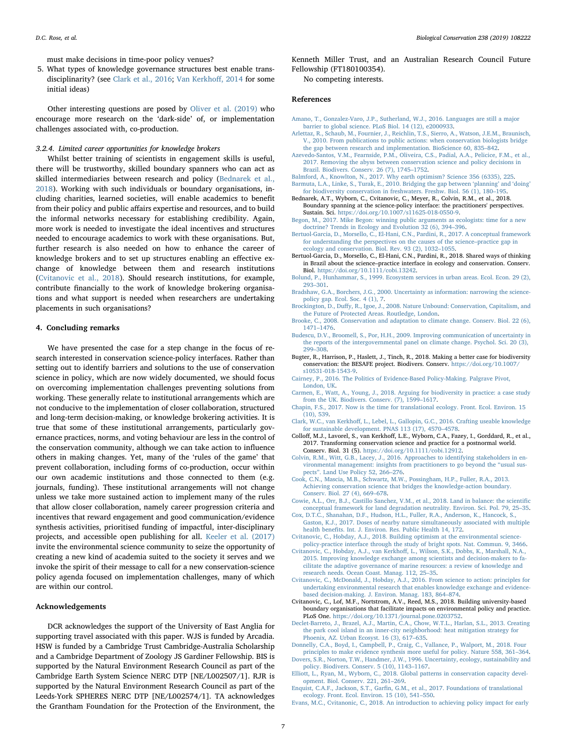must make decisions in time-poor policy venues?

5. What types of knowledge governance structures best enable transdisciplinarity? (see Clark et al., 2016; Van Kerkhoff, 2014 for some initial ideas)

Other interesting questions are posed by Oliver et al. (2019) who encourage more research on the 'dark-side' of, or implementation challenges associated with, co-production.

#### 3.2.4. Limited career opportunities for knowledge brokers

Whilst better training of scientists in engagement skills is useful, there will be trustworthy, skilled boundary spanners who can act as skilled intermediaries between research and policy (Bednarek et al., 2018). Working with such individuals or boundary organisations, including charities, learned societies, will enable academics to benefit from their policy and public affairs expertise and resources, and to build the informal networks necessary for establishing credibility. Again, more work is needed to investigate the ideal incentives and structures needed to encourage academics to work with these organisations. But, further research is also needed on how to enhance the career of knowledge brokers and to set up structures enabling an effective exchange of knowledge between them and research institutions (Cvitanovic et al., 2018). Should research institutions, for example, contribute financially to the work of knowledge brokering organisations and what support is needed when researchers are undertaking placements in such organisations?

## 4. Concluding remarks

We have presented the case for a step change in the focus of research interested in conservation science-policy interfaces. Rather than setting out to identify barriers and solutions to the use of conservation science in policy, which are now widely documented, we should focus on overcoming implementation challenges preventing solutions from working. These generally relate to institutional arrangements which are not conducive to the implementation of closer collaboration, structured and long-term decision-making, or knowledge brokering activities. It is true that some of these institutional arrangements, particularly governance practices, norms, and voting behaviour are less in the control of the conservation community, although we can take action to influence others in making changes. Yet, many of the 'rules of the game' that prevent collaboration, including forms of co-production, occur within our own academic institutions and those connected to them (e.g. journals, funding). These institutional arrangements will not change unless we take more sustained action to implement many of the rules that allow closer collaboration, namely career progression criteria and incentives that reward engagement and good communication/evidence synthesis activities, prioritised funding of impactful, inter-disciplinary projects, and accessible open publishing for all. Keeler et al. (2017) invite the environmental science community to seize the opportunity of creating a new kind of academia suited to the society it serves and we invoke the spirit of their message to call for a new conservation-science policy agenda focused on implementation challenges, many of which are within our control.

## Acknowledgements

DCR acknowledges the support of the University of East Anglia for supporting travel associated with this paper. WJS is funded by Arcadia. HSW is funded by a Cambridge Trust Cambridge-Australia Scholarship and a Cambridge Department of Zoology JS Gardiner Fellowship. BIS is supported by the Natural Environment Research Council as part of the Cambridge Earth System Science NERC DTP [NE/L002507/1]. RJR is supported by the Natural Environment Research Council as part of the Leeds-York SPHERES NERC DTP [NE/L002574/1]. TA acknowledges the Grantham Foundation for the Protection of the Environment, the Kenneth Miller Trust, and an Australian Research Council Future Fellowship (FT180100354).

No competing interests.

## References

Amano, T., Gonzalez-Varo, J.P., Sutherland, W.J., 2016. Languages are still a major barrier to global science. PLoS Biol. 14 (12), e2000933.

Arlettaz, R., Schaub, M., Fournier, J., Reichlin, T.S., Sierro, A., Watson, J.E.M., Braunisch, V., 2010. From publications to public actions: when conservation biologists bridge the gap between research and implementation. BioScience 60, 835–842.

Azevedo-Santos, V.M., Fearnside, P.M., Oliveira, C.S., Padial, A.A., Pelicice, F.M., et al., 2017. Removing the abyss between conservation science and policy decisions in Brazil. Biodivers. Conserv. 26 (7), 1745–1752.

Balmford, A., Knowlton, N., 2017. Why earth optimism? Science 356 (6335), 225.

Barmuta, L.A., Linke, S., Turak, E., 2010. Bridging the gap between 'planning' and 'doing' for biodiversity conservation in freshwaters. Freshw. Biol. 56 (1), 180–195.

Bednarek, A.T., Wyborn, C., Cvitanovic, C., Meyer, R., Colvin, R.M., et al., 2018. Boundary spanning at the science-policy interface: the practitioners' perspectives. Sustain. Sci. https://doi.org/10.1007/s11625-018-0550-9.

Begon, M., 2017. Mike Begon: winning public arguments as ecologists: time for a new doctrine? Trends in Ecology and Evolution 32 (6), 394–396.

Bertuol-Garcia, D., Morsello, C., El-Hani, C.N., Pardini, R., 2017. A conceptual framework for understanding the perspectives on the causes of the science–practice gap in ecology and conservation. Biol. Rev. 93 (2), 1032–1055.

Bertuol-Garcia, D., Morsello, C., El-Hani, C.N., Pardini, R., 2018. Shared ways of thinking in Brazil about the science–practice interface in ecology and conservation. Conserv. Biol. https://doi.org/10.1111/cobi.13242.

Bolund, P., Hunhammar, S., 1999. Ecosystem services in urban areas. Ecol. Econ. 29 (2), 293–301.

Bradshaw, G.A., Borchers, J.G., 2000. Uncertainty as information: narrowing the science-policy gap. Ecol. Soc. 4 (1), 7.

Brockington, D., Duffy, R., Igoe, J., 2008. Nature Unbound: Conservation, Capitalism, and the Future of Protected Areas. Routledge, London.

Brooke, C., 2008. Conservation and adaptation to climate change. Conserv. Biol. 22 (6), 1471–1476.

Budescu, D.V., Broomell, S., Por, H.H., 2009. Improving communication of uncertainty in the reports of the intergovernmental panel on climate change. Psychol. Sci. 20 (3), 299–308.

Bugter, R., Harrison, P., Haslett, J., Tinch, R., 2018. Making a better case for biodiversity conservation: the BESAFE project. Biodivers. Conserv. https://doi.org/10.1007/s10531-018-1543-9.

Cairney, P., 2016. The Politics of Evidence-Based Policy-Making. Palgrave Pivot, London, UK.

Carmen, E., Watt, A., Young, J., 2018. Arguing for biodiversity in practice: a case study from the UK. Biodivers. Conserv. (7), 1599–1617.

Chapin, F.S., 2017. Now is the time for translational ecology. Front. Ecol. Environ. 15 (10), 539.

Clark, W.C., van Kerkhoff, L., Lebel, L., Gallopin, G.C., 2016. Crafting useable knowledge for sustainable development. PNAS 113 (17), 4570–4578.

Colloff, M.J., Lavorel, S., van Kerkhoff, L.E., Wyborn, C.A., Fazey, I., Gorddard, R., et al., 2017. Transforming conservation science and practice for a postnormal world. Conserv. Biol. 31 (5). https://doi.org/10.1111/cobi.12912.

Colvin, R.M., Witt, G.B., Lacey, J., 2016. Approaches to identifying stakeholders in environmental management: insights from practitioners to go beyond the "usual suspects". Land Use Policy 52, 266–276.

Cook, C.N., Mascia, M.B., Schwartz, M.W., Possingham, H.P., Fuller, R.A., 2013. Achieving conservation science that bridges the knowledge-action boundary. Conserv. Biol. 27 (4), 669–678.

Cowie, A.L., Orr, B.J., Castillo Sanchez, V.M., et al., 2018. Land in balance: the scientific conceptual framework for land degradation neutrality. Environ. Sci. Pol. 79, 25–35.

Cox, D.T.C., Shanahan, D.F., Hudson, H.L., Fuller, R.A., Anderson, K., Hancock, S., Gaston, K.J., 2017. Doses of nearby nature simultaneously associated with multiple health benefits. Int. J. Environ. Res. Public Health 14, 172.

Cvitanovic, C., Hobday, A.J., 2018. Building optimism at the environmental science-policy-practice interface through the study of bright spots. Nat. Commun. 9, 3466.

Cvitanovic, C., Hobday, A.J., van Kerkhoff, L., Wilson, S.K., Dobbs, K., Marshall, N.A., 2015. Improving knowledge exchange among scientists and decision-makers to facilitate the adaptive governance of marine resources: a review of knowledge and research needs. Ocean Coast. Manag. 112, 25–35.

Cvitanovic, C., McDonald, J., Hobday, A.J., 2016. From science to action: principles for undertaking environmental research that enables knowledge exchange and evidence-based decision-making. J. Environ. Manag. 183, 864–874.

Cvitanovic, C., Lof, M.F., Nortstrom, A.V., Reed, M.S., 2018. Building university-based boundary organisations that facilitate impacts on environmental policy and practice. PLoS One. https://doi.org/10.1371/journal.pone.0203752.

Declet-Barreto, J., Brazel, A.J., Martin, C.A., Chow, W.T.L., Harlan, S.L., 2013. Creating the park cool island in an inner-city neighborhood: heat mitigation strategy for Phoenix, AZ. Urban Ecosyst. 16 (3), 617–635.

Donnelly, C.A., Boyd, I., Campbell, P., Craig, C., Vallance, P., Walport, M., 2018. Four principles to make evidence synthesis more useful for policy. Nature 558, 361–364.

Dovers, S.R., Norton, T.W., Handmer, J.W., 1996. Uncertainty, ecology, sustainability and policy. Biodivers. Conserv. 5 (10), 1143–1167.

Elliott, L., Ryan, M., Wyborn, C., 2018. Global patterns in conservation capacity development. Biol. Conserv. 221, 261–269.

Enquist, C.A.F., Jackson, S.T., Garfin, G.M., et al., 2017. Foundations of translational ecology. Front. Ecol. Environ. 15 (10), 541–550.

Evans, M.C., Cvitanonic, C., 2018. An introduction to achieving policy impact for early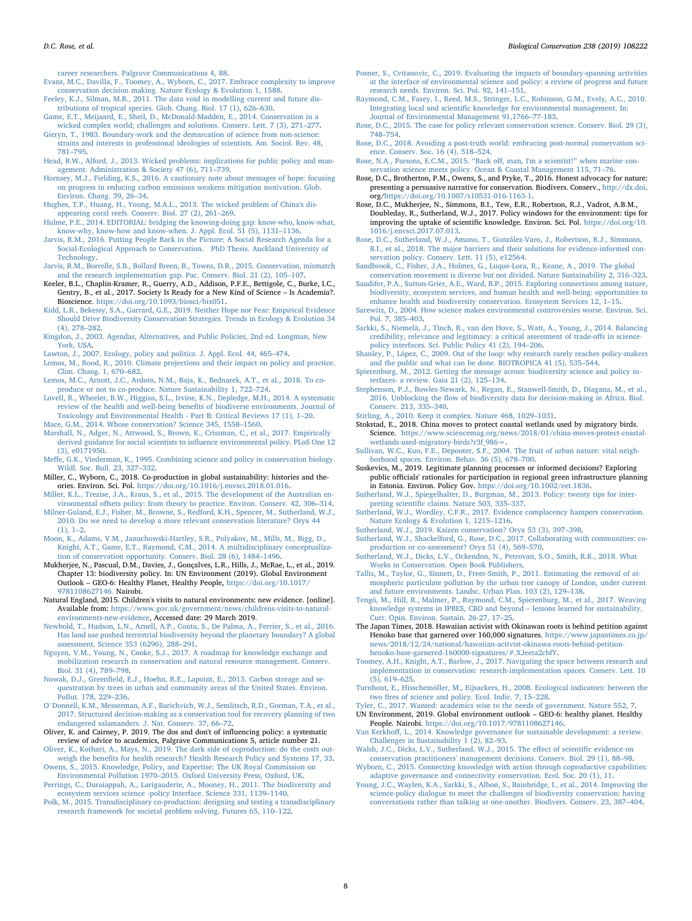career researchers. Palgrave Communications 4, 88.

Evans, M.C., Davilla, F., Toomey, A., Wyborn, C., 2017. Embrace complexity to improve conservation decision making. Nature Ecology & Evolution 1, 1588.

Feeley, K.J., Silman, M.R., 2011. The data void in modelling current and future distributions of tropical species. Glob. Chang. Biol. 17 (1), 626–630.

Game, E.T., Meijaard, E., Sheil, D., McDonald-Madden, E., 2014. Conservation in a wicked complex world; challenges and solutions. Conserv. Lett. 7 (3), 271–277.

Gieryn, T., 1983. Boundary-work and the demarcation of science from non-science: strains and interests in professional ideologies of scientists. Am. Sociol. Rev. 48, 781–795.

Head, B.W., Alford, J., 2013. Wicked problems: implications for public policy and management. Administration & Society 47 (6), 711–739.

Hornsey, M.J., Fielding, K.S., 2016. A cautionary note about messages of hope: focusing on progress in reducing carbon emissions weakens mitigation motivation. Glob. Environ. Chang. 39, 26–34.

Hughes, T.P., Huang, H., Young, M.A.L., 2013. The wicked problem of China's disappearing coral reefs. Conserv. Biol. 27 (2), 261–269.

Hulme, P.E., 2014. EDITORIAL: bridging the knowing-doing gap: know-who, know-what, know-why, know-how and know-when. J. Appl. Ecol. 51 (5), 1131–1136.

Jarvis, R.M., 2016. Putting People Back in the Picture: A Social Research Agenda for a Social-Ecological Approach to Conservation. PhD Thesis. Auckland University of Technology.

Jarvis, R.M., Borrelle, S.B., Bollard Breen, B., Towns, D.R., 2015. Conservation, mismatch and the research implementation gap. Pac. Conserv. Biol. 21 (2), 105–107.

Keeler, B.L., Chaplin-Kramer, R., Guerry, A.D., Addison, P.F.E., Bettigole, C., Burke, I.C., Gentry, B., et al., 2017. Society Is Ready for a New Kind of Science – Is Academia?. Bioscience. https://doi.org/10.1093/biosci/bix051.

Kidd, L.R., Bekessy, S.A., Garrard, G.E., 2019. Neither Hope nor Fear: Empirical Evidence Should Drive Biodiversity Conservation Strategies. Trends in Ecology & Evolution 34 (4), 278–282.

Kingdon, J., 2003. Agendas, Alternatives, and Public Policies, 2nd ed. Longman, New York, USA.

Lawton, J., 2007. Ecology, policy and politics. J. Appl. Ecol. 44, 465–474.

Lemos, M., Rood, R., 2010. Climate projections and their impact on policy and practice. Clim. Chang. 1, 670–682.

Lemos, M.C., Arnott, J.C., Ardoin, N.M., Baja, K., Bednarek, A.T., et al., 2018. To co-produce or not to co-produce. Nature Sustainability 1, 722–724.

Lovell, R., Wheeler, B.W., Higgins, S.L., Irvine, K.N., Depledge, M.H., 2014. A systematic review of the health and well-being benefits of biodiverse environments. Journal of Toxicology and Environmental Health - Part B: Critical Reviews 17 (1), 1–20.

Mace, G.M., 2014. Whose conservation? Science 345, 1558–1560.

Marshall, N., Adger, N., Attwood, S., Brown, K., Crissman, C., et al., 2017. Empirically derived guidance for social scientists to influence environmental policy. PLoS One 12 (3), e0171950.

Meffe, G.K., Viederman, K., 1995. Combining science and policy in conservation biology. Wildl. Soc. Bull. 23, 327–332.

Miller, C., Wyborn, C., 2018. Co-production in global sustainability: histories and theories. Environ. Sci. Pol. https://doi.org/10.1016/j.envsci.2018.01.016.

Miller, K.L., Trezise, J.A., Kraus, S., et al., 2015. The development of the Australian environmental offsets policy: from theory to practice. Environ. Conserv. 42, 306–314.

Milner-Guland, E.J., Fisher, M., Browne, S., Redford, K.H., Spencer, M., Sutherland, W.J., 2010. Do we need to develop a more relevant conservation literature? Oryx 44 (1), 1–2.

Moon, K., Adams, V.M., Januchowski-Hartley, S.R., Polyakov, M., Mills, M., Bigg, D., Knight, A.T., Game, E.T., Raymond, C.M., 2014. A multidisciplinary conceptualization of conservation opportunity. Conserv. Biol. 28 (6), 1484–1496.

Mukherjee, N., Pascual, D.M., Davies, J., Gonçalves, L.R., Hills, J., McRae, L., et al., 2019. Chapter 13: biodiversity policy. In: UN Environment (2019). Global Environment Outlook – GEO-6: Healthy Planet, Healthy People, https://doi.org/10.1017/9781108627146. Nairobi.

Natural England, 2015. Children's visits to natural environments: new evidence. [online]. Available from: https://www.gov.uk/government/news/childrens-visits-to-natural-environments-new-evidence, Accessed date: 29 March 2019.

Newbold, T., Hudson, L.N., Arnell, A.P., Contu, S., De Palma, A., Ferrier, S., et al., 2016. Has land use pushed terrestrial biodiversity beyond the planetary boundary? A global assessment. Science 353 (6296), 288–291.

Nguyen, V.M., Young, N., Cooke, S.J., 2017. A roadmap for knowledge exchange and mobilization research in conservation and natural resource management. Conserv. Biol. 31 (4), 789–798.

Nowak, D.J., Greenfield, E.J., Hoehn, R.E., Lapoint, E., 2013. Carbon storage and sequestration by trees in urban and community areas of the United States. Environ. Pollut. 178, 229–236.

O' Donnell, K.M., Messerman, A.F., Barichvich, W.J., Semlitsch, R.D., Gorman, T.A., et al., 2017. Structured decision-making as a conservation tool for recovery planning of two endangered salamanders. J. Nat. Conserv. 37, 66–72.

Oliver, K. and Cairney, P. 2019. The dos and don't of influencing policy: a systematic review of advice to academics, Palgrave Communications 5, article number 21.

Oliver, K., Kothari, A., Mays, N., 2019. The dark side of coproduction: do the costs outweigh the benefits for health research? Health Research Policy and Systems 17, 33.

Owens, S., 2015. Knowledge, Policy, and Expertise: The UK Royal Commission on Environmental Pollution 1970–2015. Oxford University Press, Oxford, UK.

Perrings, C., Duraiappah, A., Larigauderie, A., Mooney, H., 2011. The biodiversity and ecosystem services science -policy Interface. Science 331, 1139–1140.

Polk, M., 2015. Transdisciplinary co-production: designing and testing a transdisciplinary research framework for societal problem solving. Futures 65, 110–122.

Posner, S., Cvitanovic, C., 2019. Evaluating the impacts of boundary-spanning activities at the interface of environmental science and policy: a review of progress and future research needs. Environ. Sci. Pol. 92, 141–151.

Raymond, C.M., Fazey, I., Reed, M.S., Stringer, L.C., Robinson, G.M., Evely, A.C., 2010. Integrating local and scientific knowledge for environmental management. In: Journal of Environmental Management 91,1766–77-183.

Rose, D.C., 2015. The case for policy relevant conservation science. Conserv. Biol. 29 (3), 748–754.

Rose, D.C., 2018. Avoiding a post-truth world: embracing post-normal conservation science. Conserv. Soc. 16 (4), 518–524.

Rose, N.A., Parsons, E.C.M., 2015. "Back off, man, I'm a scientist!" when marine conservation science meets policy. Ocean & Coastal Management 115, 71–76.

Rose, D.C., Brotherton, P.M., Owens, S., and Pryke, T., 2016. Honest advocacy for nature: presenting a persuasive narrative for conservation. Biodivers. Conserv., http://dx.doi.org/https://doi.org/10.1007/s10531-016-1163-1.

Rose, D.C., Mukherjee, N., Simmons, B.I., Tew, E.R., Robertson, R.J., Vadrot, A.B.M., Doubleday, R., Sutherland, W.J., 2017. Policy windows for the environment: tips for improving the uptake of scientific knowledge. Environ. Sci. Pol. https://doi.org/10.1016/j.envsci.2017.07.013.

Rose, D.C., Sutherland, W.J., Amano, T., González-Varo, J., Robertson, R.J., Simmons, B.I., et al., 2018. The major barriers and their solutions for evidence-informed conservation policy. Conserv. Lett. 11 (5), e12564.

Sandbrook, C., Fisher, J.A., Holmes, G., Luque-Lora, R., Keane, A., 2019. The global conservation movement is diverse but not divided. Nature Sustainability 2, 316–323.

Sandifer, P.A., Sutton-Grier, A.E., Ward, B.P., 2015. Exploring connections among nature, biodiversity, ecosystem services, and human health and well-being: opportunities to enhance health and biodiversity conservation. Ecosystem Services 12, 1–15.

Sarewitz, D., 2004. How science makes environmental controversies worse. Environ. Sci. Pol. 7, 385–403.

Sarkki, S., Niemelä, J., Tinch, R., van den Hove, S., Watt, A., Young, J., 2014. Balancing credibility, relevance and legitimacy: a critical assessment of trade-offs in science-policy interfaces. Sci. Public Policy 41 (2), 194–206.

Shanley, P., López, C., 2009. Out of the loop: why research rarely reaches policy-makers and the public and what can be done. BIOTROPICA 41 (5), 535–544.

Spierenburg, M., 2012. Getting the message across: biodiversity science and policy interfaces- a review. Gaia 21 (2), 125–134.

Stephenson, P.J., Bowles-Newark, N., Regan, E., Stanwell-Smith, D., Diagana, M., et al., 2016. Unblocking the flow of biodiversity data for decision-making in Africa. Biol. Conserv. 213, 335–340.

Stirling, A., 2010. Keep it complex. Nature 468, 1029–1031.

Stokstad, E., 2018. China moves to protect coastal wetlands used by migratory birds. Science. https://www.sciencemag.org/news/2018/01/china-moves-protect-coastal-wetlands-used-migratory-birds?r3f_986=.

Sullivan, W.C., Kuo, F.E., Depooter, S.F., 2004. The fruit of urban nature: vital neighborhood spaces. Environ. Behav. 36 (5), 678–700.

Suskevics, M., 2019. Legitimate planning processes or informed decisions? Exploring public officials' rationales for participation in regional green infrastructure planning in Estonia. Environ. Policy Gov. https://doi.org/10.1002/eet.1836.

Sutherland, W.J., Spiegelhalter, D., Burgman, M., 2013. Policy: twenty tips for interpreting scientific claims. Nature 503, 335–337.

Sutherland, W.J., Wordley, C.F.R., 2017. Evidence complacency hampers conservation. Nature Ecology & Evolution 1, 1215–1216.

Sutherland, W.J., 2019. Kaizen conservation? Oryx 53 (3), 397–398.

Sutherland, W.J., Shackelford, G., Rose, D.C., 2017. Collaborating with communities: co-production or co-assessment? Oryx 51 (4), 569–570.

Sutherland, W.J., Dicks, L.V., Ockendon, N., Petrovan, S.O., Smith, R.K., 2018. What Works in Conservation. Open Book Publishers.

Tallis, M., Taylor, G., Sinnett, D., Freer-Smith, P., 2011. Estimating the removal of atmospheric particulate pollution by the urban tree canopy of London, under current and future environments. Landsc. Urban Plan. 103 (2), 129–138.

Tengö, M., Hill, R., Malmer, P., Raymond, C.M., Spierenburg, M., et al., 2017. Weaving knowledge systems in IPBES, CBD and beyond – lessons learned for sustainability. Curr. Opin. Environ. Sustain. 26-27, 17–25.

The Japan Times, 2018. Hawaiian activist with Okinawan roots is behind petition against Henoko base that garnered over 160,000 signatures. https://www.japantimes.co.jp/news/2018/12/24/national/hawaiian-activist-okinawa-roots-behind-petition-henoko-base-garnered-160000-signatures/#.XJeeta2cbfY.

Toomey, A.H., Knight, A.T., Barlow, J., 2017. Navigating the space between research and implementation in conservation: research-implementation spaces. Conserv. Lett. 10 (5), 619–625.

Turnhout, E., Hisschemöller, M., Eijsackers, H., 2008. Ecological indicators: between the two fires of science and policy. Ecol. Indic. 7, 15–228.

Tyler, C., 2017. Wanted: academics wise to the needs of government. Nature 552, 7.

UN Environment, 2019. Global environment outlook – GEO-6: healthy planet. Healthy People. Nairobi. https://doi.org/10.1017/9781108627146.

Van Kerkhoff, L., 2014. Knowledge governance for sustainable development: a review. Challenges in Sustainability 1 (2), 82–93.

Walsh, J.C., Dicks, L.V., Sutherland, W.J., 2015. The effect of scientific evidence on conservation practitioners' management decisions. Conserv. Biol. 29 (1), 88–98.

Wyborn, C., 2015. Connecting knowledge with action through coproductive capabilities: adaptive governance and connectivity conservation. Ecol. Soc. 20 (1), 11.

Young, J.C., Waylen, K.A., Sarkki, S., Albon, S., Bainbridge, I., et al., 2014. Improving the science-policy dialogue to meet the challenges of biodiversity conservation: having conversations rather than talking at one-another. Biodivers. Conserv. 23, 387–404.